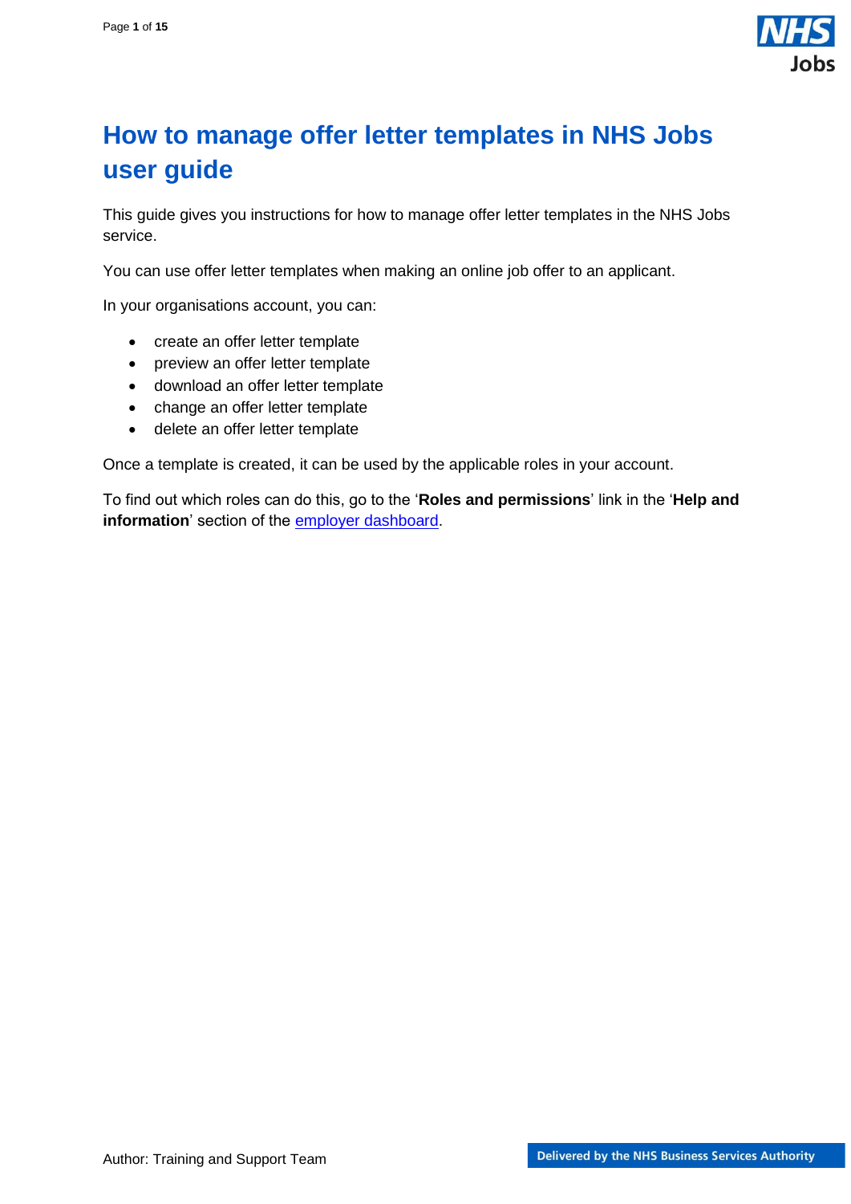# How to manage offer letter templates in NHS Jobs user guide

This guide gives you instructions for how to manage offer letter templates in the NHS Jobs service.

You can use offer letter templates when making an online job offer to an applicant.

In your organisations account, you can:

- create an offer letter template
- preview an offer letter template
- download an offer letter template
- change an offer letter template
- delete an offer letter template

Once a template is created, it can be used by the applicable roles in your account.

To find out which roles can do this, go to the '**Roles and permissions**' link in the '**Help and information**' section of the employer dashboard.

Author: Training and Support Team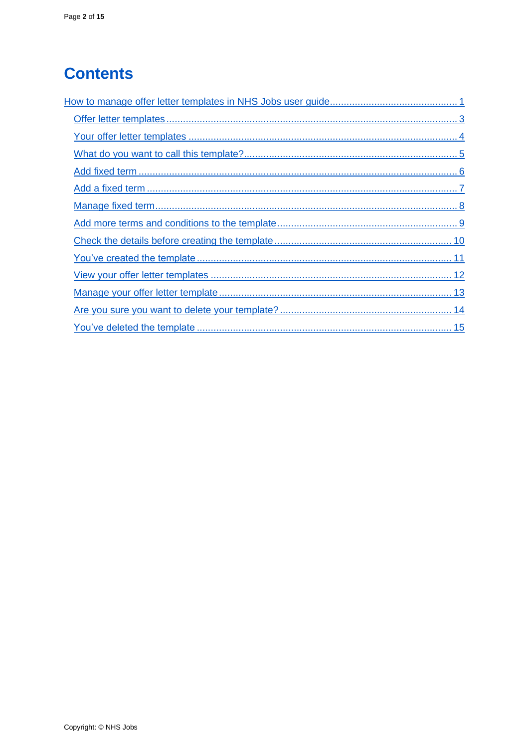# Contents

- How to manage offer letter templates in NHS Jobs user guide ........ 1
  - Offer letter templates ........ 3
  - Your offer letter templates ........ 4
  - What do you want to call this template? ........ 5
  - Add fixed term ........ 6
  - Add a fixed term ........ 7
  - Manage fixed term ........ 8
  - Add more terms and conditions to the template ........ 9
  - Check the details before creating the template ........ 10
  - You've created the template ........ 11
  - View your offer letter templates ........ 12
  - Manage your offer letter template ........ 13
  - Are you sure you want to delete your template? ........ 14
  - You've deleted the template ........ 15

Copyright: © NHS Jobs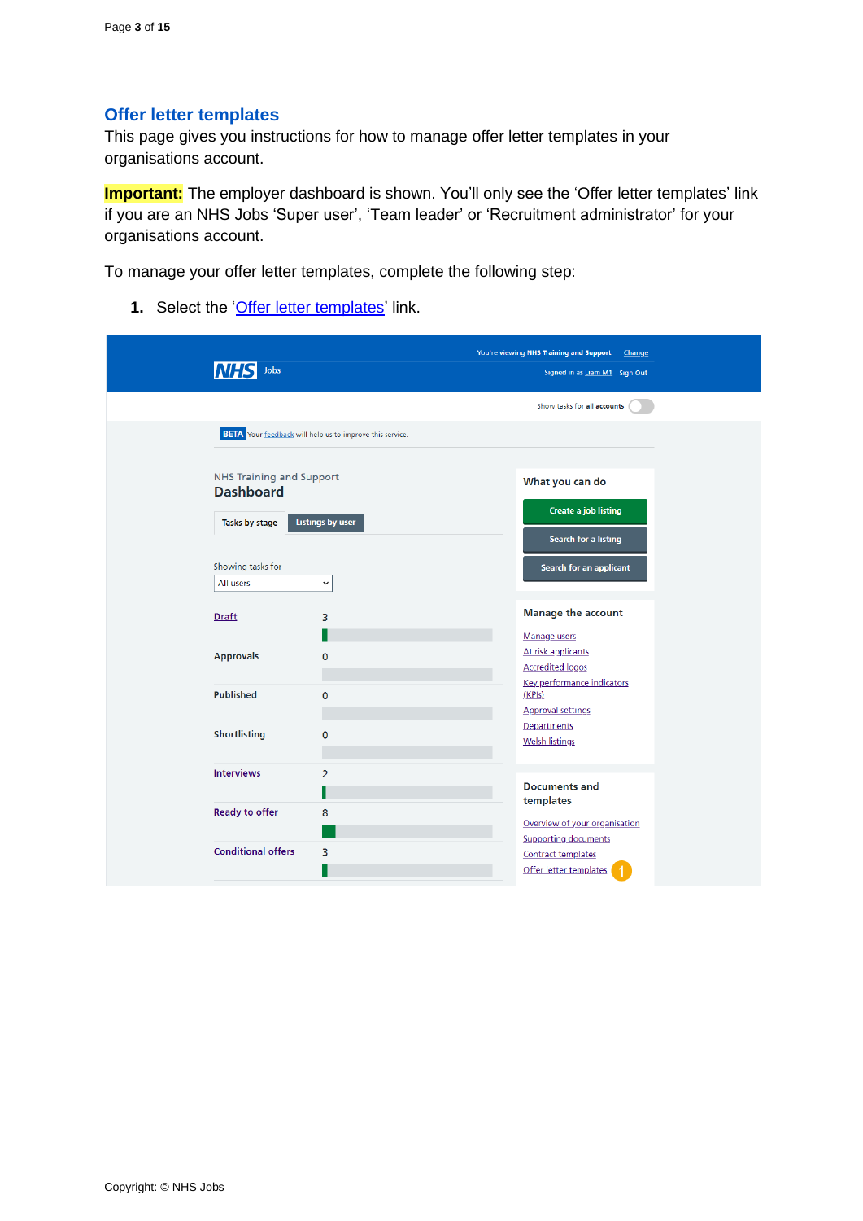## Offer letter templates

This page gives you instructions for how to manage offer letter templates in your organisations account.

**Important:** The employer dashboard is shown. You'll only see the 'Offer letter templates' link if you are an NHS Jobs 'Super user', 'Team leader' or 'Recruitment administrator' for your organisations account.

To manage your offer letter templates, complete the following step:

1. Select the 'Offer letter templates' link.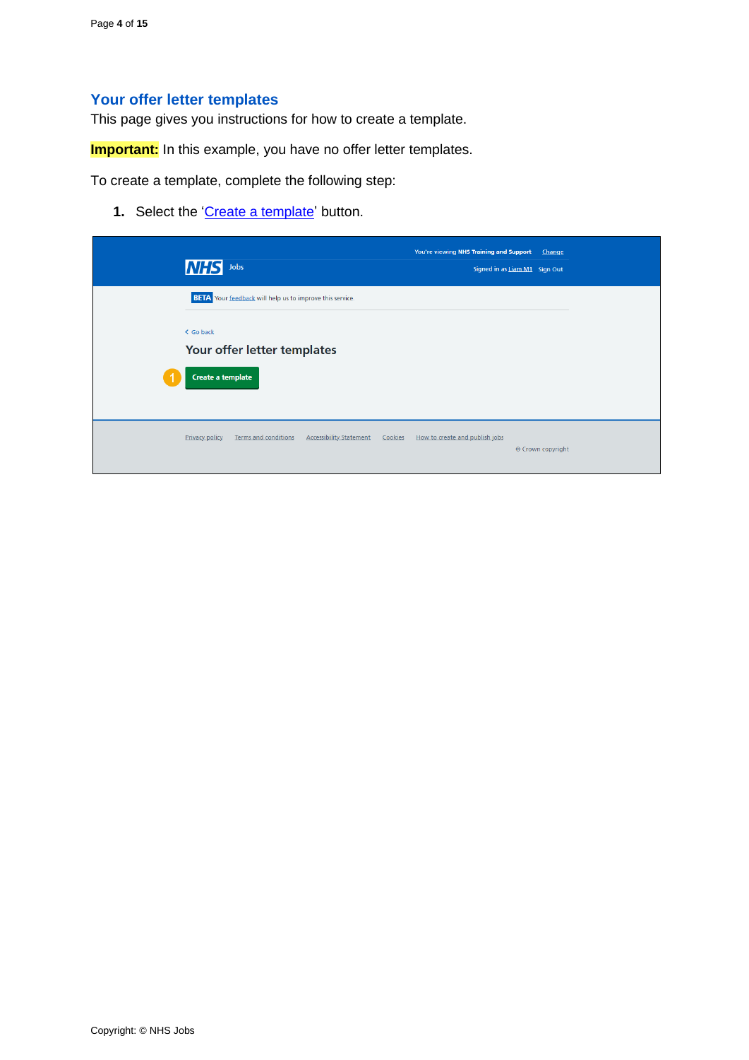## Your offer letter templates

This page gives you instructions for how to create a template.

**Important:** In this example, you have no offer letter templates.

To create a template, complete the following step:

1. Select the 'Create a template' button.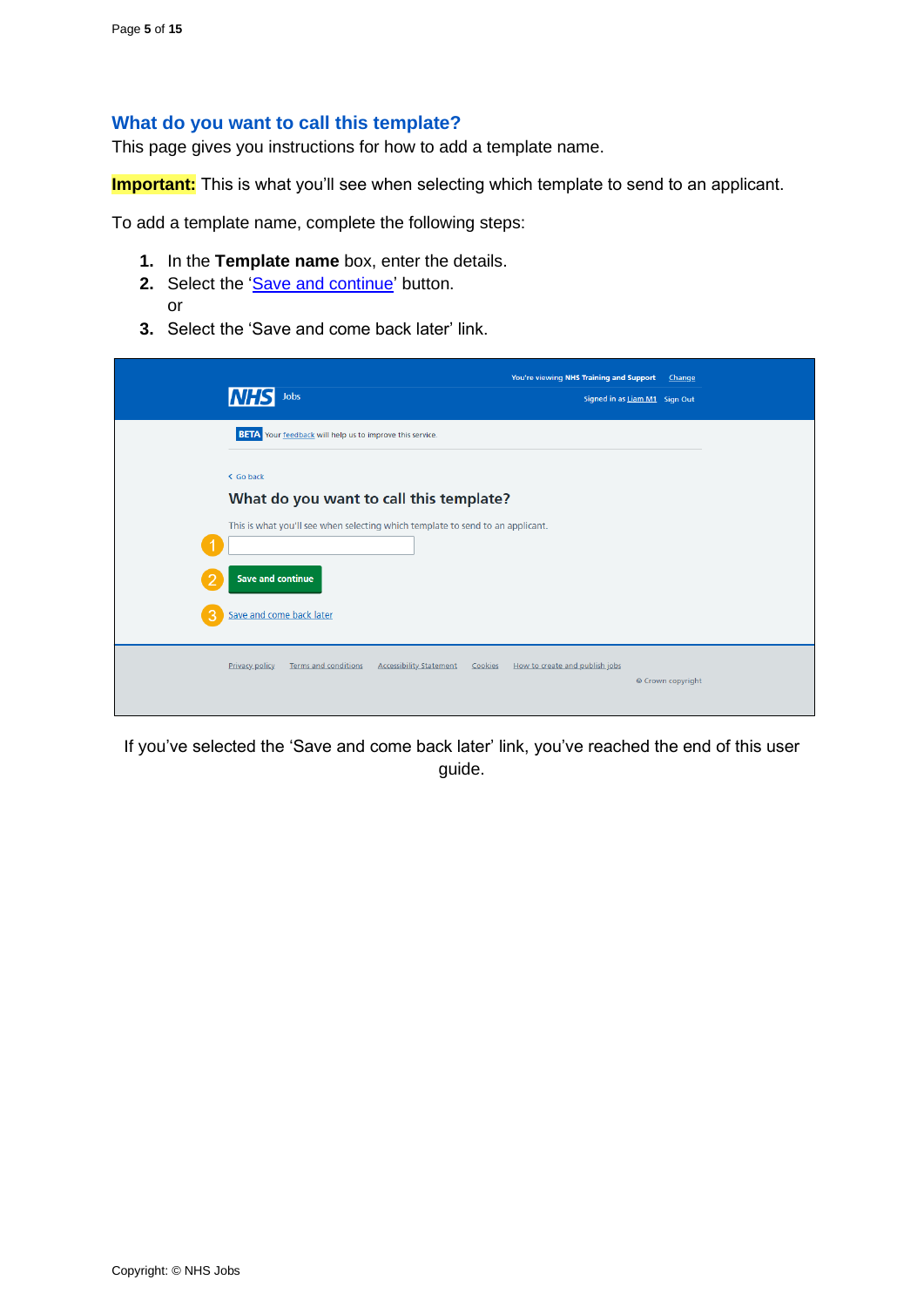## What do you want to call this template?

This page gives you instructions for how to add a template name.

**Important:** This is what you'll see when selecting which template to send to an applicant.

To add a template name, complete the following steps:

1. In the **Template name** box, enter the details.
2. Select the 'Save and continue' button.
   or
3. Select the 'Save and come back later' link.

If you've selected the 'Save and come back later' link, you've reached the end of this user guide.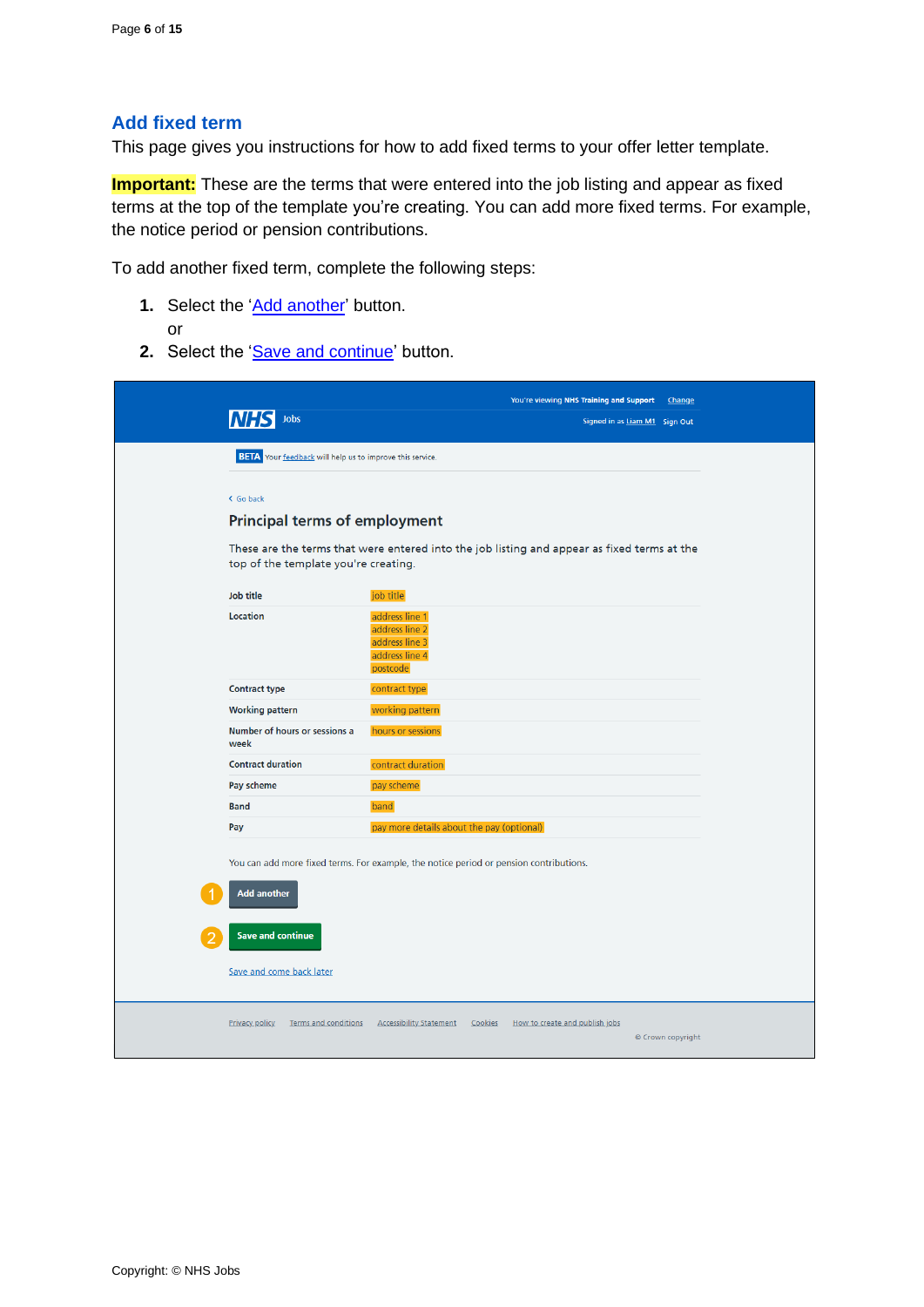## Add fixed term

This page gives you instructions for how to add fixed terms to your offer letter template.

**Important:** These are the terms that were entered into the job listing and appear as fixed terms at the top of the template you're creating. You can add more fixed terms. For example, the notice period or pension contributions.

To add another fixed term, complete the following steps:

1. Select the 'Add another' button.
   or
2. Select the 'Save and continue' button.

You're viewing NHS Training and Support Change

NHS Jobs

Signed in as Liam M1 Sign Out

BETA Your feedback will help us to improve this service.

Go back

### Principal terms of employment

These are the terms that were entered into the job listing and appear as fixed terms at the top of the template you're creating.

| | |
|---|---|
| Job title | job title |
| Location | address line 1<br>address line 2<br>address line 3<br>address line 4<br>postcode |
| Contract type | contract type |
| Working pattern | working pattern |
| Number of hours or sessions a week | hours or sessions |
| Contract duration | contract duration |
| Pay scheme | pay scheme |
| Band | band |
| Pay | pay more details about the pay (optional) |

You can add more fixed terms. For example, the notice period or pension contributions.

1 Add another

2 Save and continue

Save and come back later

Privacy policy Terms and conditions Accessibility Statement Cookies How to create and publish jobs

© Crown copyright

Copyright: © NHS Jobs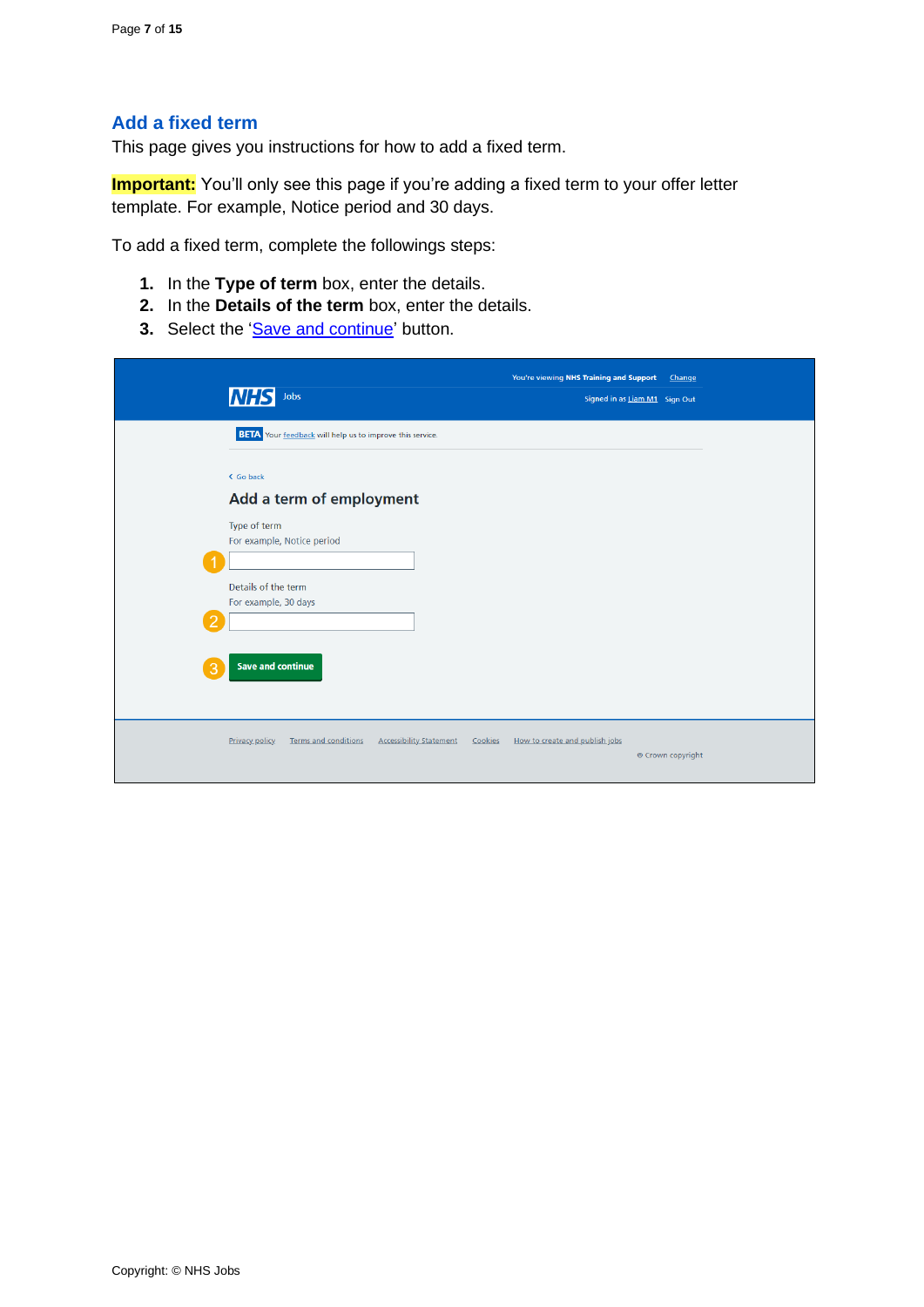## Add a fixed term

This page gives you instructions for how to add a fixed term.

**Important:** You'll only see this page if you're adding a fixed term to your offer letter template. For example, Notice period and 30 days.

To add a fixed term, complete the followings steps:

1. In the **Type of term** box, enter the details.
2. In the **Details of the term** box, enter the details.
3. Select the 'Save and continue' button.

You're viewing NHS Training and Support Change

NHS Jobs

Signed in as Liam M1 Sign Out

BETA Your feedback will help us to improve this service.

Go back

### Add a term of employment

Type of term
For example, Notice period

1

Details of the term
For example, 30 days

2

3 Save and continue

Privacy policy Terms and conditions Accessibility Statement Cookies How to create and publish jobs

© Crown copyright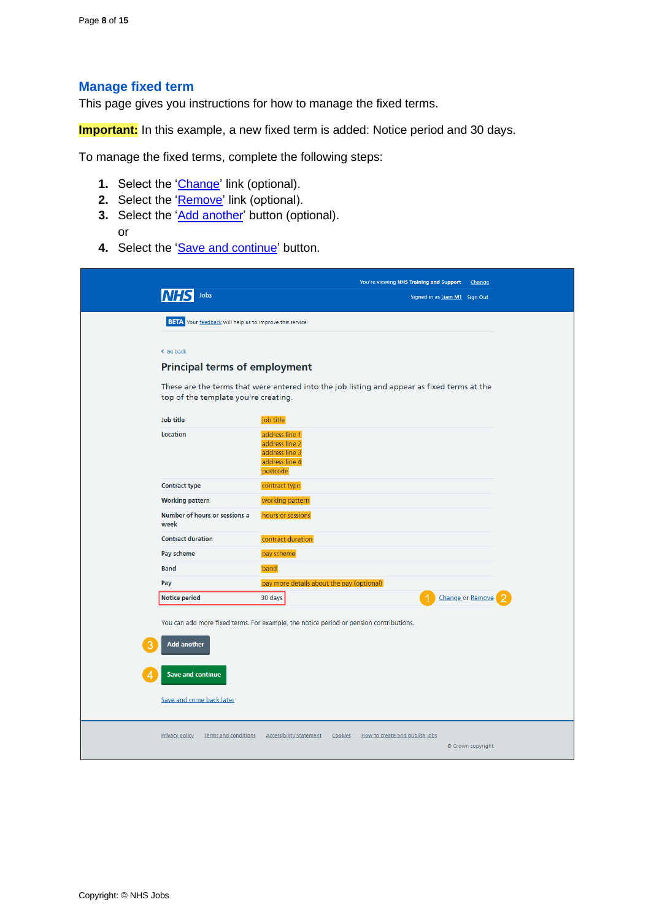## Manage fixed term

This page gives you instructions for how to manage the fixed terms.

**Important:** In this example, a new fixed term is added: Notice period and 30 days.

To manage the fixed terms, complete the following steps:

1. Select the 'Change' link (optional).
2. Select the 'Remove' link (optional).
3. Select the 'Add another' button (optional).
   or
4. Select the 'Save and continue' button.

You're viewing NHS Training and Support Change

NHS Jobs

Signed in as Liam M1 Sign Out

BETA Your feedback will help us to improve this service.

Go back

### Principal terms of employment

These are the terms that were entered into the job listing and appear as fixed terms at the top of the template you're creating.

| | | |
|---|---|---|
| Job title | job title | |
| Location | address line 1<br>address line 2<br>address line 3<br>address line 4<br>postcode | |
| Contract type | contract type | |
| Working pattern | working pattern | |
| Number of hours or sessions a week | hours or sessions | |
| Contract duration | contract duration | |
| Pay scheme | pay scheme | |
| Band | band | |
| Pay | pay more details about the pay (optional) | |
| Notice period | 30 days | 1 Change or Remove 2 |

You can add more fixed terms. For example, the notice period or pension contributions.

3 Add another

4 Save and continue

Save and come back later

Privacy policy Terms and conditions Accessibility Statement Cookies How to create and publish jobs

© Crown copyright

Copyright: © NHS Jobs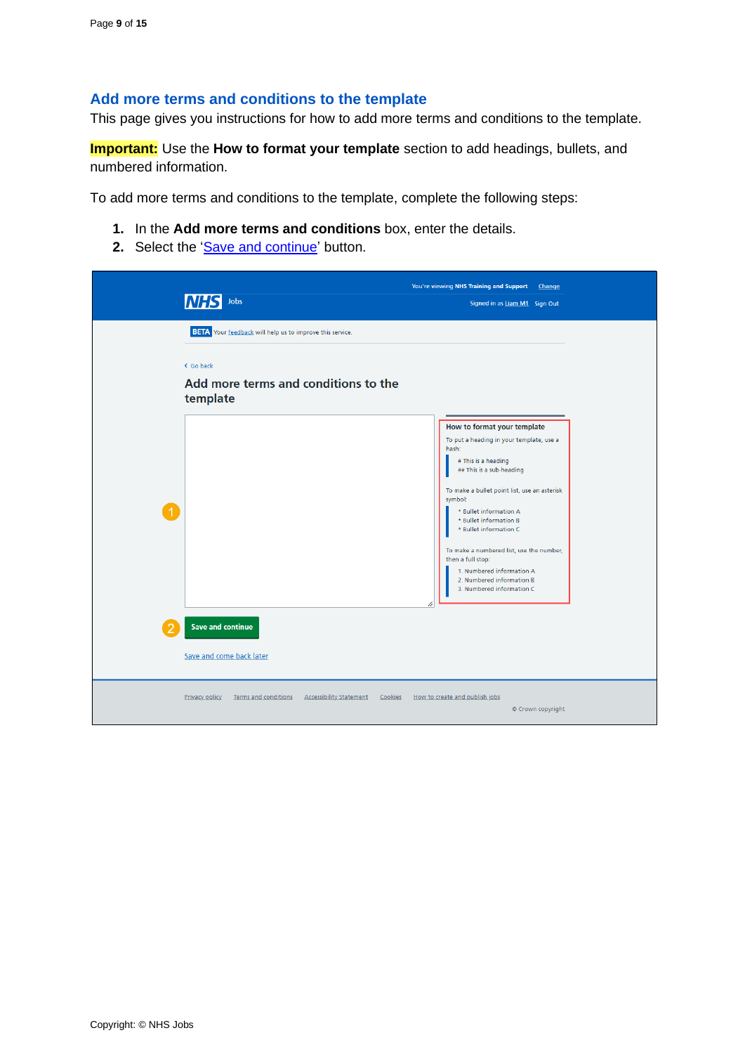## Add more terms and conditions to the template

This page gives you instructions for how to add more terms and conditions to the template.

**Important:** Use the **How to format your template** section to add headings, bullets, and numbered information.

To add more terms and conditions to the template, complete the following steps:

1. In the **Add more terms and conditions** box, enter the details.
2. Select the '[Save and continue]' button.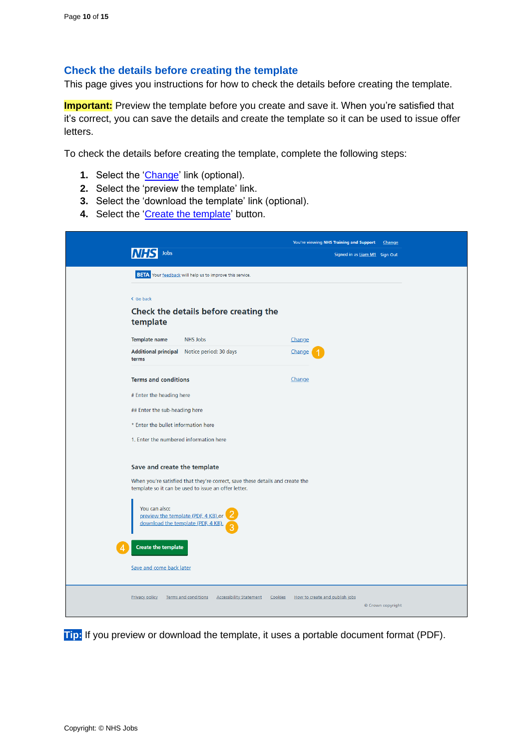## Check the details before creating the template

This page gives you instructions for how to check the details before creating the template.

**Important:** Preview the template before you create and save it. When you're satisfied that it's correct, you can save the details and create the template so it can be used to issue offer letters.

To check the details before creating the template, complete the following steps:

1. Select the 'Change' link (optional).
2. Select the 'preview the template' link.
3. Select the 'download the template' link (optional).
4. Select the 'Create the template' button.

**Tip:** If you preview or download the template, it uses a portable document format (PDF).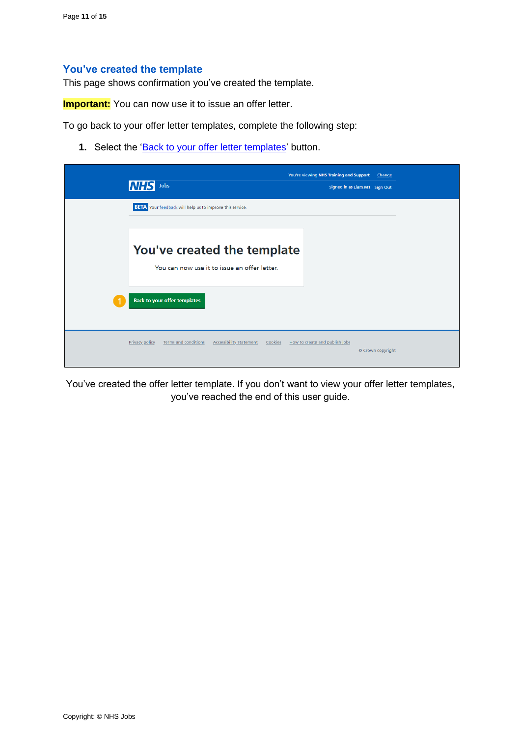## You've created the template

This page shows confirmation you've created the template.

**Important:** You can now use it to issue an offer letter.

To go back to your offer letter templates, complete the following step:

1. Select the 'Back to your offer letter templates' button.

You've created the offer letter template. If you don't want to view your offer letter templates, you've reached the end of this user guide.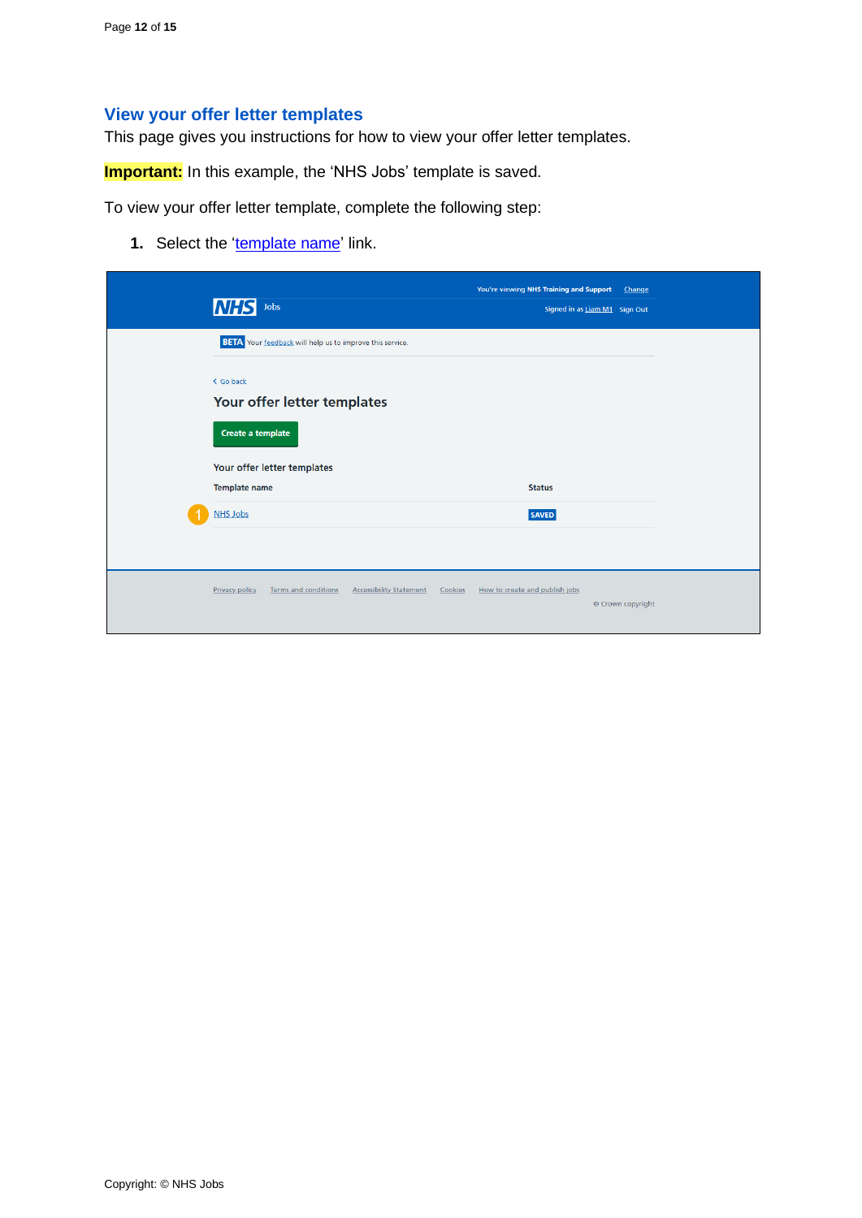## View your offer letter templates

This page gives you instructions for how to view your offer letter templates.

**Important:** In this example, the 'NHS Jobs' template is saved.

To view your offer letter template, complete the following step:

1. Select the 'template name' link.

You're viewing NHS Training and Support Change

NHS Jobs

Signed in as Liam M1 Sign Out

BETA Your feedback will help us to improve this service.

< Go back

Your offer letter templates

Create a template

Your offer letter templates

| Template name | Status |
|---|---|
| NHS Jobs | SAVED |

Privacy policy Terms and conditions Accessibility Statement Cookies How to create and publish jobs

© Crown copyright

Copyright: © NHS Jobs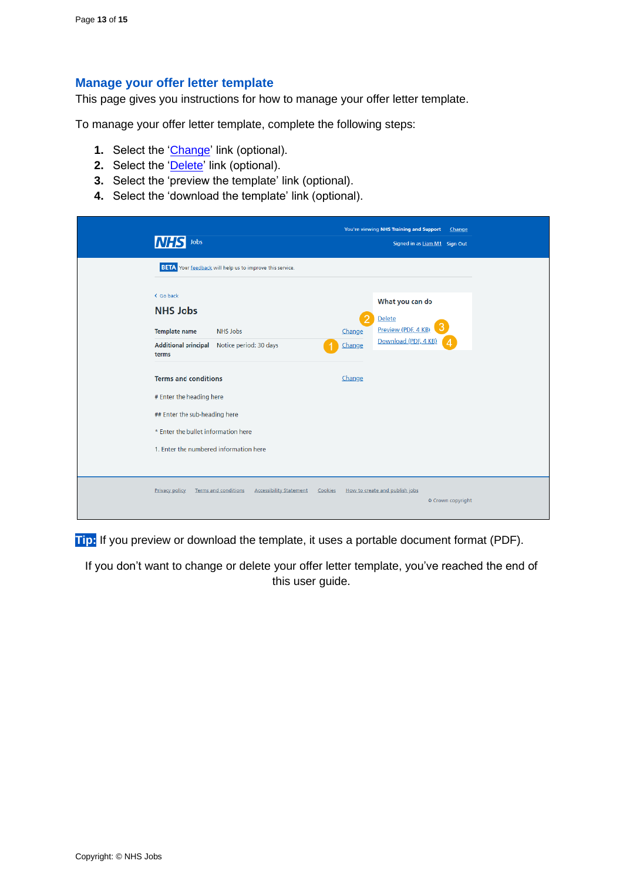## Manage your offer letter template

This page gives you instructions for how to manage your offer letter template.

To manage your offer letter template, complete the following steps:

1. Select the '[Change](#)' link (optional).
2. Select the '[Delete](#)' link (optional).
3. Select the 'preview the template' link (optional).
4. Select the 'download the template' link (optional).

**Tip:** If you preview or download the template, it uses a portable document format (PDF).

If you don't want to change or delete your offer letter template, you've reached the end of this user guide.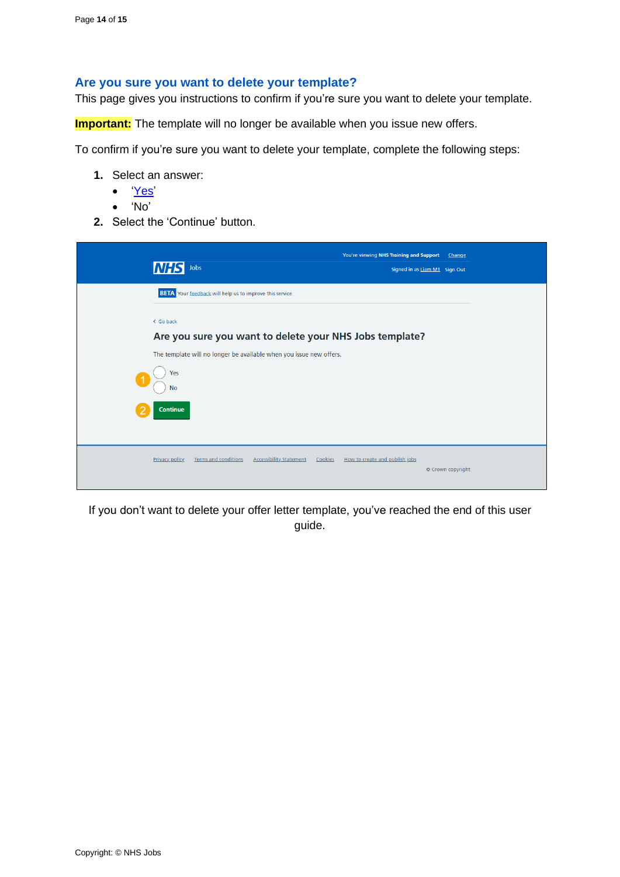## Are you sure you want to delete your template?

This page gives you instructions to confirm if you're sure you want to delete your template.

**Important:** The template will no longer be available when you issue new offers.

To confirm if you're sure you want to delete your template, complete the following steps:

1. Select an answer:
   - 'Yes'
   - 'No'
2. Select the 'Continue' button.

If you don't want to delete your offer letter template, you've reached the end of this user guide.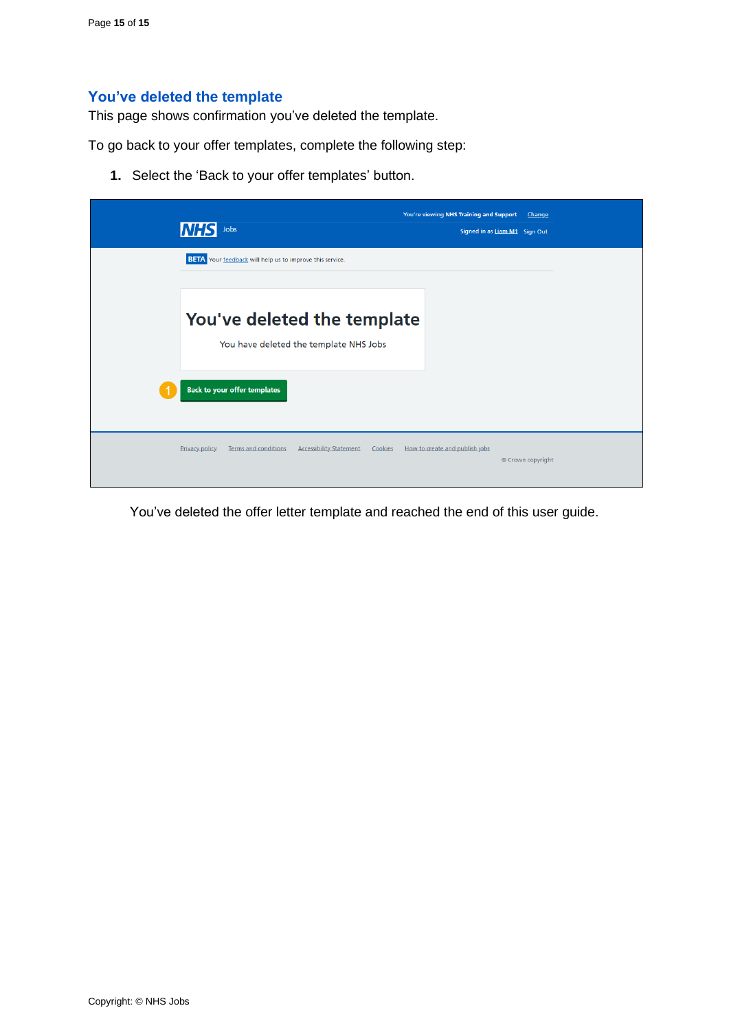## You’ve deleted the template

This page shows confirmation you’ve deleted the template.

To go back to your offer templates, complete the following step:

1. Select the ‘Back to your offer templates’ button.

You’ve deleted the offer letter template and reached the end of this user guide.